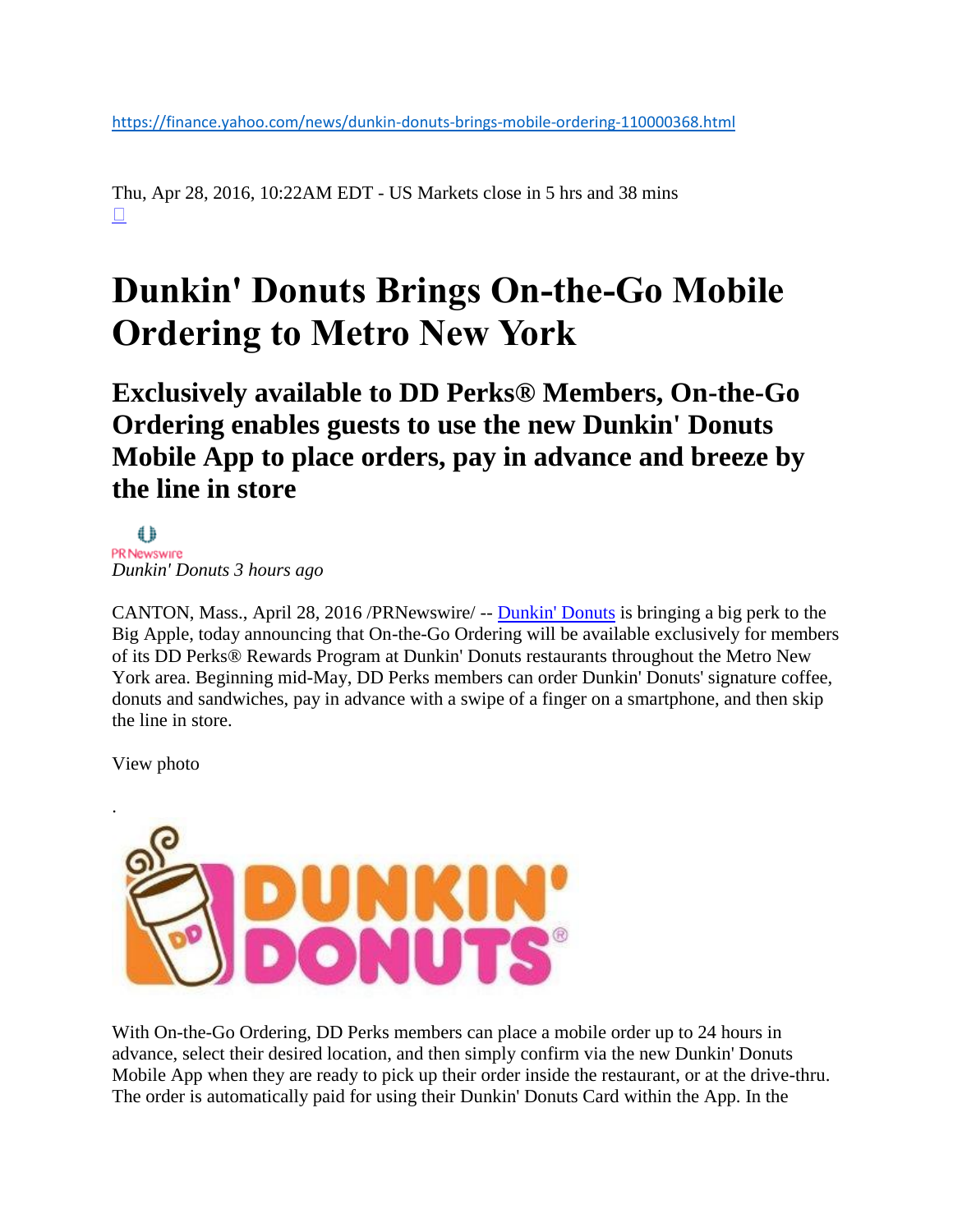https://finance.yahoo.com/news/dunkin-donuts-brings-mobile-ordering-110000368.html

Thu, Apr 28, 2016, 10:22AM EDT - US Markets close in 5 hrs and 38 mins

# Dunkin' Donuts Brings On-the-Go Mobile Ordering to Metro New York

## Exclusively available to DD Perks® Members, On-the-Go Ordering enables guests to use the new Dunkin' Donuts Mobile App to place orders, pay in advance and breeze by the line in store

PRNewswire

*Dunkin' Donuts 3 hours ago*

CANTON, Mass., April 28, 2016 /PRNewswire/ -- Dunkin' Donuts is bringing a big perk to the Big Apple, today announcing that On-the-Go Ordering will be available exclusively for members of its DD Perks® Rewards Program at Dunkin' Donuts restaurants throughout the Metro New York area. Beginning mid-May, DD Perks members can order Dunkin' Donuts' signature coffee, donuts and sandwiches, pay in advance with a swipe of a finger on a smartphone, and then skip the line in store.

View photo

.

With On-the-Go Ordering, DD Perks members can place a mobile order up to 24 hours in advance, select their desired location, and then simply confirm via the new Dunkin' Donuts Mobile App when they are ready to pick up their order inside the restaurant, or at the drive-thru. The order is automatically paid for using their Dunkin' Donuts Card within the App. In the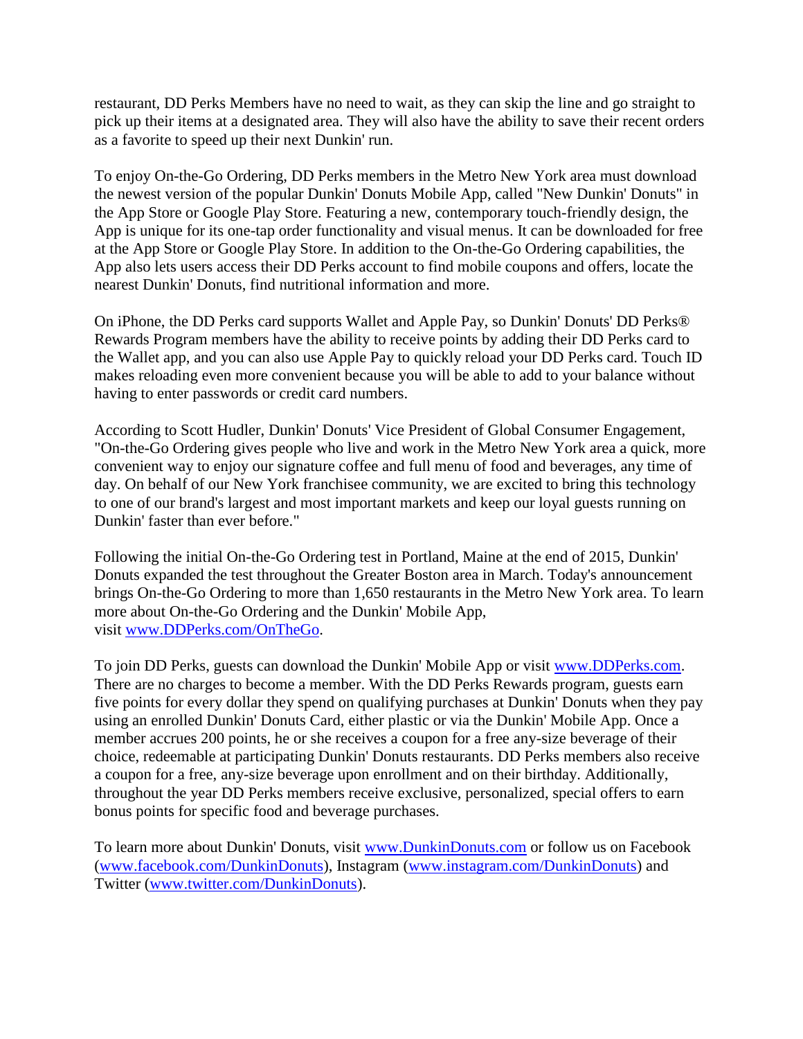restaurant, DD Perks Members have no need to wait, as they can skip the line and go straight to pick up their items at a designated area. They will also have the ability to save their recent orders as a favorite to speed up their next Dunkin' run.

To enjoy On-the-Go Ordering, DD Perks members in the Metro New York area must download the newest version of the popular Dunkin' Donuts Mobile App, called "New Dunkin' Donuts" in the App Store or Google Play Store. Featuring a new, contemporary touch-friendly design, the App is unique for its one-tap order functionality and visual menus. It can be downloaded for free at the App Store or Google Play Store. In addition to the On-the-Go Ordering capabilities, the App also lets users access their DD Perks account to find mobile coupons and offers, locate the nearest Dunkin' Donuts, find nutritional information and more.

On iPhone, the DD Perks card supports Wallet and Apple Pay, so Dunkin' Donuts' DD Perks® Rewards Program members have the ability to receive points by adding their DD Perks card to the Wallet app, and you can also use Apple Pay to quickly reload your DD Perks card. Touch ID makes reloading even more convenient because you will be able to add to your balance without having to enter passwords or credit card numbers.

According to Scott Hudler, Dunkin' Donuts' Vice President of Global Consumer Engagement, "On-the-Go Ordering gives people who live and work in the Metro New York area a quick, more convenient way to enjoy our signature coffee and full menu of food and beverages, any time of day. On behalf of our New York franchisee community, we are excited to bring this technology to one of our brand's largest and most important markets and keep our loyal guests running on Dunkin' faster than ever before."

Following the initial On-the-Go Ordering test in Portland, Maine at the end of 2015, Dunkin' Donuts expanded the test throughout the Greater Boston area in March. Today's announcement brings On-the-Go Ordering to more than 1,650 restaurants in the Metro New York area. To learn more about On-the-Go Ordering and the Dunkin' Mobile App, visit [www.DDPerks.com/OnTheGo](www.DDPerks.com/OnTheGo).

To join DD Perks, guests can download the Dunkin' Mobile App or visit [www.DDPerks.com](www.DDPerks.com). There are no charges to become a member. With the DD Perks Rewards program, guests earn five points for every dollar they spend on qualifying purchases at Dunkin' Donuts when they pay using an enrolled Dunkin' Donuts Card, either plastic or via the Dunkin' Mobile App. Once a member accrues 200 points, he or she receives a coupon for a free any-size beverage of their choice, redeemable at participating Dunkin' Donuts restaurants. DD Perks members also receive a coupon for a free, any-size beverage upon enrollment and on their birthday. Additionally, throughout the year DD Perks members receive exclusive, personalized, special offers to earn bonus points for specific food and beverage purchases.

To learn more about Dunkin' Donuts, visit [www.DunkinDonuts.com](www.DunkinDonuts.com) or follow us on Facebook ([www.facebook.com/DunkinDonuts](www.facebook.com/DunkinDonuts)), Instagram ([www.instagram.com/DunkinDonuts](www.instagram.com/DunkinDonuts)) and Twitter ([www.twitter.com/DunkinDonuts](www.twitter.com/DunkinDonuts)).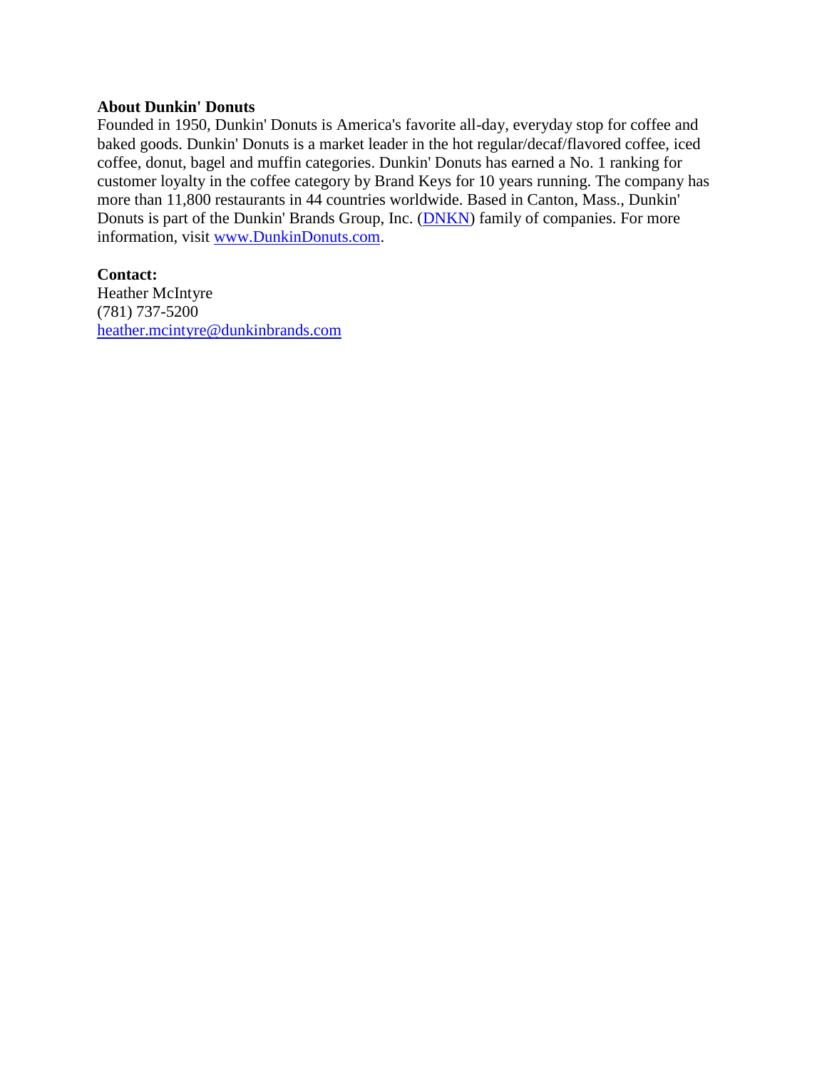**About Dunkin' Donuts**

Founded in 1950, Dunkin' Donuts is America's favorite all-day, everyday stop for coffee and baked goods. Dunkin' Donuts is a market leader in the hot regular/decaf/flavored coffee, iced coffee, donut, bagel and muffin categories. Dunkin' Donuts has earned a No. 1 ranking for customer loyalty in the coffee category by Brand Keys for 10 years running. The company has more than 11,800 restaurants in 44 countries worldwide. Based in Canton, Mass., Dunkin' Donuts is part of the Dunkin' Brands Group, Inc. (DNKN) family of companies. For more information, visit www.DunkinDonuts.com.

**Contact:**

Heather McIntyre
(781) 737-5200
heather.mcintyre@dunkinbrands.com